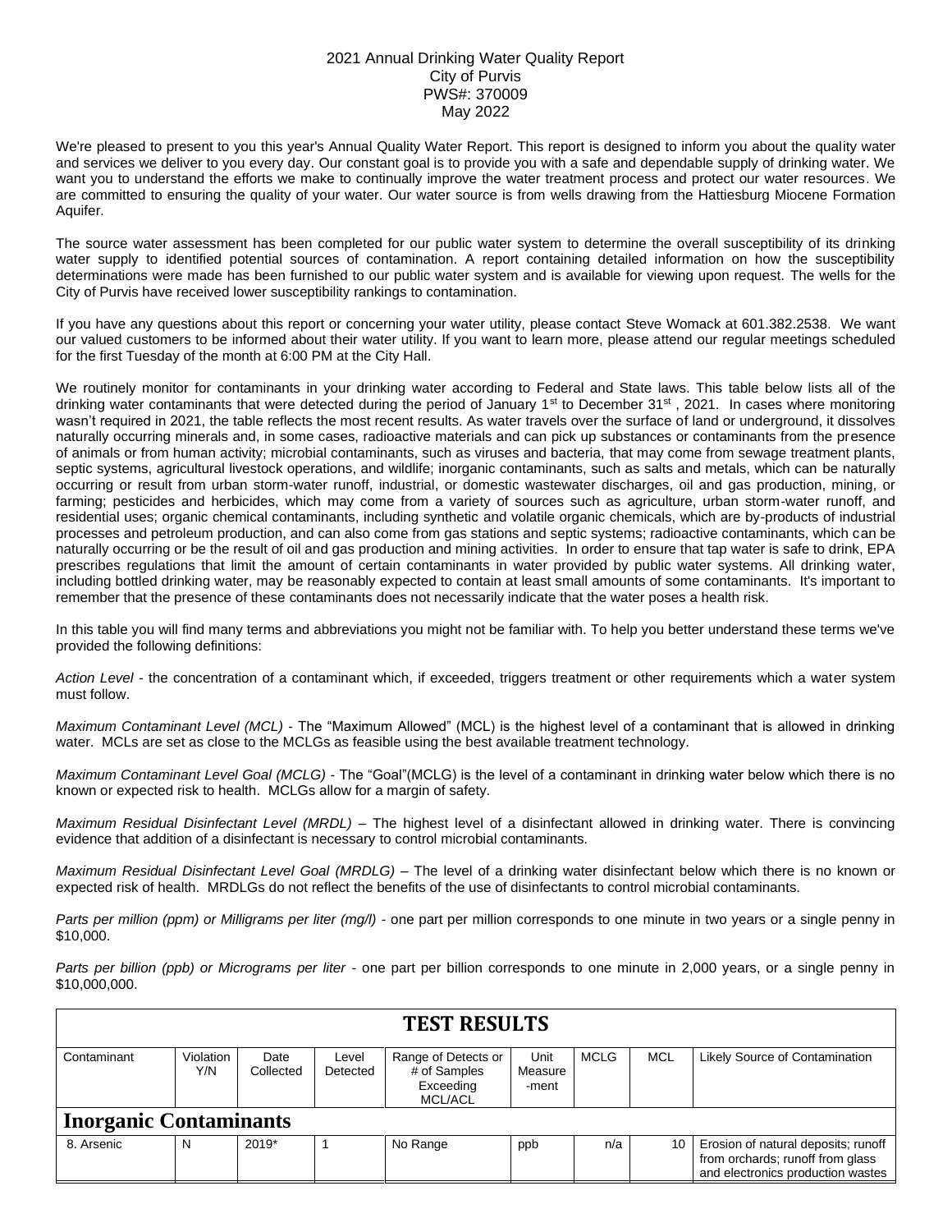2021 Annual Drinking Water Quality Report
City of Purvis
PWS#: 370009
May 2022

We're pleased to present to you this year's Annual Quality Water Report. This report is designed to inform you about the quality water and services we deliver to you every day. Our constant goal is to provide you with a safe and dependable supply of drinking water. We want you to understand the efforts we make to continually improve the water treatment process and protect our water resources. We are committed to ensuring the quality of your water. Our water source is from wells drawing from the Hattiesburg Miocene Formation Aquifer.

The source water assessment has been completed for our public water system to determine the overall susceptibility of its drinking water supply to identified potential sources of contamination. A report containing detailed information on how the susceptibility determinations were made has been furnished to our public water system and is available for viewing upon request. The wells for the City of Purvis have received lower susceptibility rankings to contamination.

If you have any questions about this report or concerning your water utility, please contact Steve Womack at 601.382.2538. We want our valued customers to be informed about their water utility. If you want to learn more, please attend our regular meetings scheduled for the first Tuesday of the month at 6:00 PM at the City Hall.

We routinely monitor for contaminants in your drinking water according to Federal and State laws. This table below lists all of the drinking water contaminants that were detected during the period of January 1st to December 31st , 2021. In cases where monitoring wasn't required in 2021, the table reflects the most recent results. As water travels over the surface of land or underground, it dissolves naturally occurring minerals and, in some cases, radioactive materials and can pick up substances or contaminants from the presence of animals or from human activity; microbial contaminants, such as viruses and bacteria, that may come from sewage treatment plants, septic systems, agricultural livestock operations, and wildlife; inorganic contaminants, such as salts and metals, which can be naturally occurring or result from urban storm-water runoff, industrial, or domestic wastewater discharges, oil and gas production, mining, or farming; pesticides and herbicides, which may come from a variety of sources such as agriculture, urban storm-water runoff, and residential uses; organic chemical contaminants, including synthetic and volatile organic chemicals, which are by-products of industrial processes and petroleum production, and can also come from gas stations and septic systems; radioactive contaminants, which can be naturally occurring or be the result of oil and gas production and mining activities. In order to ensure that tap water is safe to drink, EPA prescribes regulations that limit the amount of certain contaminants in water provided by public water systems. All drinking water, including bottled drinking water, may be reasonably expected to contain at least small amounts of some contaminants. It's important to remember that the presence of these contaminants does not necessarily indicate that the water poses a health risk.

In this table you will find many terms and abbreviations you might not be familiar with. To help you better understand these terms we've provided the following definitions:

*Action Level* - the concentration of a contaminant which, if exceeded, triggers treatment or other requirements which a water system must follow.

*Maximum Contaminant Level (MCL)* - The "Maximum Allowed" (MCL) is the highest level of a contaminant that is allowed in drinking water. MCLs are set as close to the MCLGs as feasible using the best available treatment technology.

*Maximum Contaminant Level Goal (MCLG)* - The "Goal"(MCLG) is the level of a contaminant in drinking water below which there is no known or expected risk to health. MCLGs allow for a margin of safety.

*Maximum Residual Disinfectant Level (MRDL)* – The highest level of a disinfectant allowed in drinking water. There is convincing evidence that addition of a disinfectant is necessary to control microbial contaminants.

*Maximum Residual Disinfectant Level Goal (MRDLG)* – The level of a drinking water disinfectant below which there is no known or expected risk of health. MRDLGs do not reflect the benefits of the use of disinfectants to control microbial contaminants.

*Parts per million (ppm) or Milligrams per liter (mg/l)* - one part per million corresponds to one minute in two years or a single penny in $10,000.

*Parts per billion (ppb) or Micrograms per liter* - one part per billion corresponds to one minute in 2,000 years, or a single penny in $10,000,000.

## TEST RESULTS

| Contaminant | Violation Y/N | Date Collected | Level Detected | Range of Detects or # of Samples Exceeding MCL/ACL | Unit Measure -ment | MCLG | MCL | Likely Source of Contamination |
|---|---|---|---|---|---|---|---|---|
| **Inorganic Contaminants** | | | | | | | | |
| 8. Arsenic | N | 2019* | 1 | No Range | ppb | n/a | 10 | Erosion of natural deposits; runoff from orchards; runoff from glass and electronics production wastes |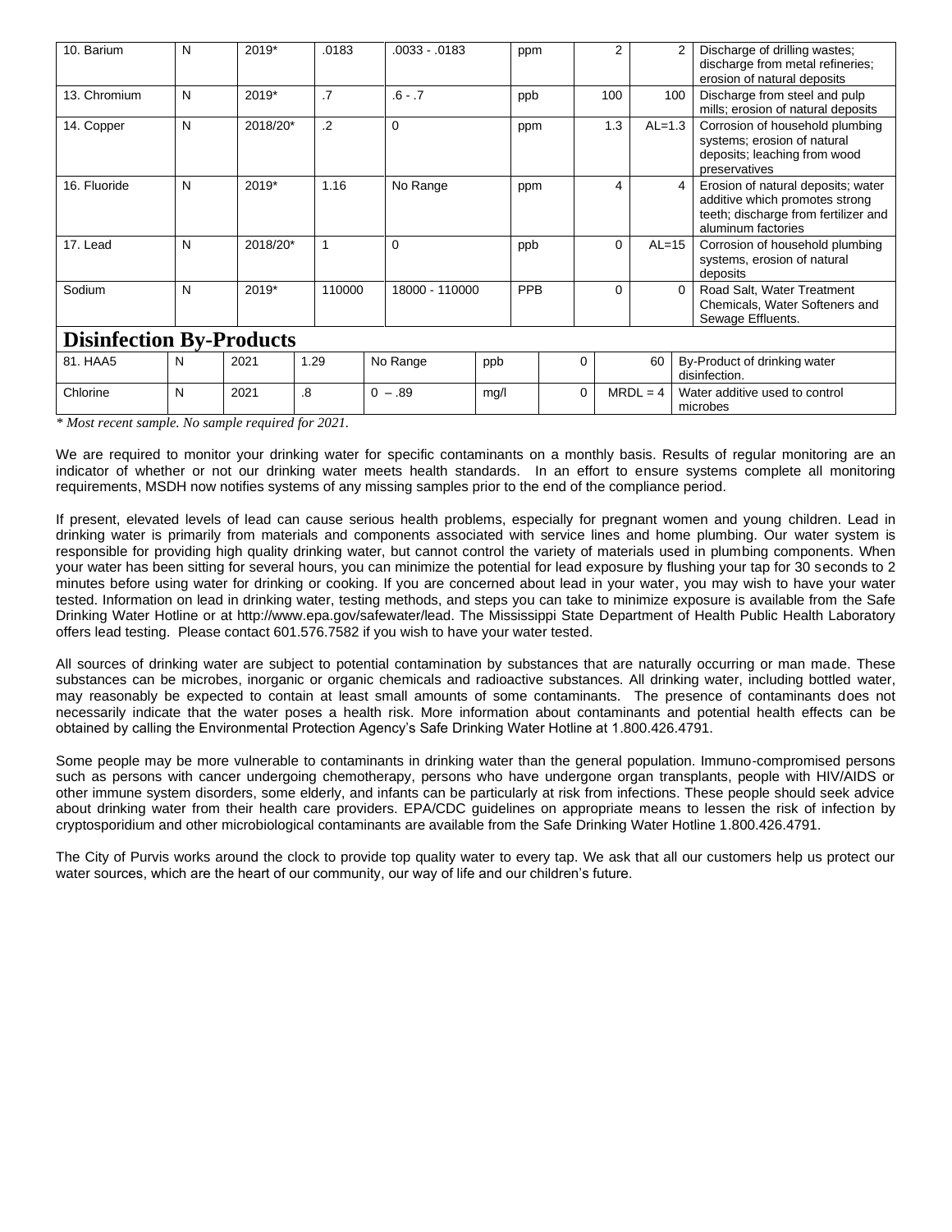| | | | | | | | | |
|---|---|---|---|---|---|---|---|---|
| 10. Barium | N | 2019* | .0183 | .0033 - .0183 | ppm | 2 | 2 | Discharge of drilling wastes; discharge from metal refineries; erosion of natural deposits |
| 13. Chromium | N | 2019* | .7 | .6 - .7 | ppb | 100 | 100 | Discharge from steel and pulp mills; erosion of natural deposits |
| 14. Copper | N | 2018/20* | .2 | 0 | ppm | 1.3 | AL=1.3 | Corrosion of household plumbing systems; erosion of natural deposits; leaching from wood preservatives |
| 16. Fluoride | N | 2019* | 1.16 | No Range | ppm | 4 | 4 | Erosion of natural deposits; water additive which promotes strong teeth; discharge from fertilizer and aluminum factories |
| 17. Lead | N | 2018/20* | 1 | 0 | ppb | 0 | AL=15 | Corrosion of household plumbing systems, erosion of natural deposits |
| Sodium | N | 2019* | 110000 | 18000 - 110000 | PPB | 0 | 0 | Road Salt, Water Treatment Chemicals, Water Softeners and Sewage Effluents. |
| **Disinfection By-Products** | | | | | | | | |
| 81. HAA5 | N | 2021 | 1.29 | No Range | ppb | 0 | 60 | By-Product of drinking water disinfection. |
| Chlorine | N | 2021 | .8 | 0 – .89 | mg/l | 0 | MRDL = 4 | Water additive used to control microbes |

*\* Most recent sample. No sample required for 2021.*

We are required to monitor your drinking water for specific contaminants on a monthly basis. Results of regular monitoring are an indicator of whether or not our drinking water meets health standards. In an effort to ensure systems complete all monitoring requirements, MSDH now notifies systems of any missing samples prior to the end of the compliance period.

If present, elevated levels of lead can cause serious health problems, especially for pregnant women and young children. Lead in drinking water is primarily from materials and components associated with service lines and home plumbing. Our water system is responsible for providing high quality drinking water, but cannot control the variety of materials used in plumbing components. When your water has been sitting for several hours, you can minimize the potential for lead exposure by flushing your tap for 30 seconds to 2 minutes before using water for drinking or cooking. If you are concerned about lead in your water, you may wish to have your water tested. Information on lead in drinking water, testing methods, and steps you can take to minimize exposure is available from the Safe Drinking Water Hotline or at http://www.epa.gov/safewater/lead. The Mississippi State Department of Health Public Health Laboratory offers lead testing. Please contact 601.576.7582 if you wish to have your water tested.

All sources of drinking water are subject to potential contamination by substances that are naturally occurring or man made. These substances can be microbes, inorganic or organic chemicals and radioactive substances. All drinking water, including bottled water, may reasonably be expected to contain at least small amounts of some contaminants. The presence of contaminants does not necessarily indicate that the water poses a health risk. More information about contaminants and potential health effects can be obtained by calling the Environmental Protection Agency's Safe Drinking Water Hotline at 1.800.426.4791.

Some people may be more vulnerable to contaminants in drinking water than the general population. Immuno-compromised persons such as persons with cancer undergoing chemotherapy, persons who have undergone organ transplants, people with HIV/AIDS or other immune system disorders, some elderly, and infants can be particularly at risk from infections. These people should seek advice about drinking water from their health care providers. EPA/CDC guidelines on appropriate means to lessen the risk of infection by cryptosporidium and other microbiological contaminants are available from the Safe Drinking Water Hotline 1.800.426.4791.

The City of Purvis works around the clock to provide top quality water to every tap. We ask that all our customers help us protect our water sources, which are the heart of our community, our way of life and our children's future.